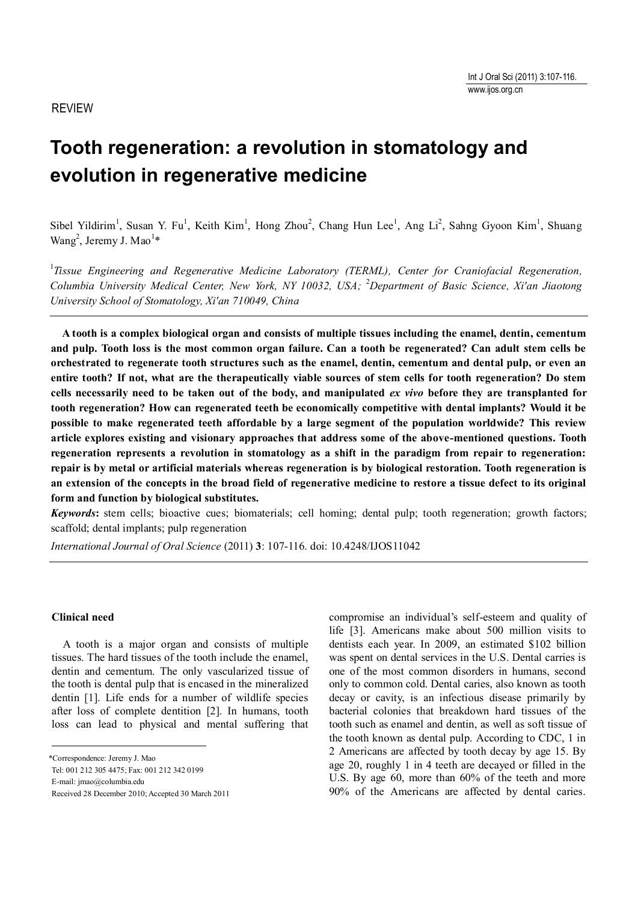REVIEW

# Tooth regeneration: a revolution in stomatology and evolution in regenerative medicine

Sibel Yildirim[1], Susan Y. Fu[1], Keith Kim[1], Hong Zhou[2], Chang Hun Lee[1], Ang Li[2], Sahng Gyoon Kim[1], Shuang Wang[2], Jeremy J. Mao[1]*

[1]*Tissue Engineering and Regenerative Medicine Laboratory (TERML), Center for Craniofacial Regeneration, Columbia University Medical Center, New York, NY 10032, USA;* [2]*Department of Basic Science, Xi'an Jiaotong University School of Stomatology, Xi'an 710049, China*

**A tooth is a complex biological organ and consists of multiple tissues including the enamel, dentin, cementum and pulp. Tooth loss is the most common organ failure. Can a tooth be regenerated? Can adult stem cells be orchestrated to regenerate tooth structures such as the enamel, dentin, cementum and dental pulp, or even an entire tooth? If not, what are the therapeutically viable sources of stem cells for tooth regeneration? Do stem cells necessarily need to be taken out of the body, and manipulated *ex vivo* before they are transplanted for tooth regeneration? How can regenerated teeth be economically competitive with dental implants? Would it be possible to make regenerated teeth affordable by a large segment of the population worldwide? This review article explores existing and visionary approaches that address some of the above-mentioned questions. Tooth regeneration represents a revolution in stomatology as a shift in the paradigm from repair to regeneration: repair is by metal or artificial materials whereas regeneration is by biological restoration. Tooth regeneration is an extension of the concepts in the broad field of regenerative medicine to restore a tissue defect to its original form and function by biological substitutes.**

***Keywords*:** stem cells; bioactive cues; biomaterials; cell homing; dental pulp; tooth regeneration; growth factors; scaffold; dental implants; pulp regeneration

*International Journal of Oral Science* (2011) **3**: 107-116. doi: 10.4248/IJOS11042

## Clinical need

A tooth is a major organ and consists of multiple tissues. The hard tissues of the tooth include the enamel, dentin and cementum. The only vascularized tissue of the tooth is dental pulp that is encased in the mineralized dentin [1]. Life ends for a number of wildlife species after loss of complete dentition [2]. In humans, tooth loss can lead to physical and mental suffering that compromise an individual's self-esteem and quality of life [3]. Americans make about 500 million visits to dentists each year. In 2009, an estimated $102 billion was spent on dental services in the U.S. Dental carries is one of the most common disorders in humans, second only to common cold. Dental caries, also known as tooth decay or cavity, is an infectious disease primarily by bacterial colonies that breakdown hard tissues of the tooth such as enamel and dentin, as well as soft tissue of the tooth known as dental pulp. According to CDC, 1 in 2 Americans are affected by tooth decay by age 15. By age 20, roughly 1 in 4 teeth are decayed or filled in the U.S. By age 60, more than 60% of the teeth and more 90% of the Americans are affected by dental caries.

*Correspondence: Jeremy J. Mao
Tel: 001 212 305 4475; Fax: 001 212 342 0199
E-mail: jmao@columbia.edu
Received 28 December 2010; Accepted 30 March 2011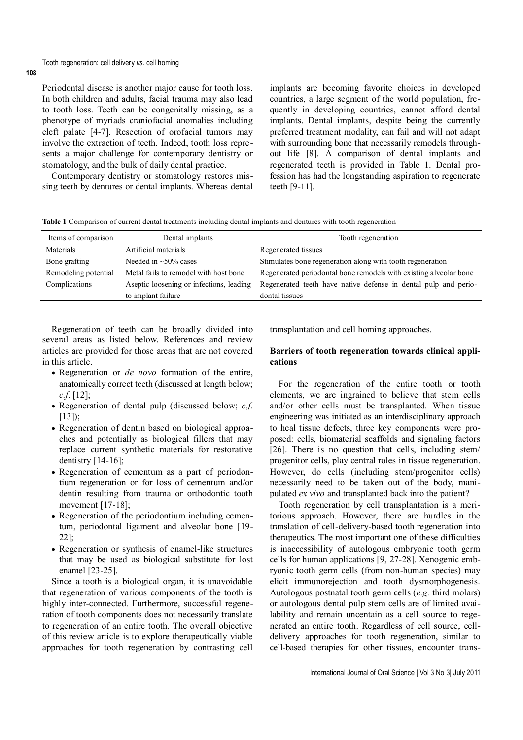Periodontal disease is another major cause for tooth loss. In both children and adults, facial trauma may also lead to tooth loss. Teeth can be congenitally missing, as a phenotype of myriads craniofacial anomalies including cleft palate [4-7]. Resection of orofacial tumors may involve the extraction of teeth. Indeed, tooth loss represents a major challenge for contemporary dentistry or stomatology, and the bulk of daily dental practice.

Contemporary dentistry or stomatology restores missing teeth by dentures or dental implants. Whereas dental implants are becoming favorite choices in developed countries, a large segment of the world population, frequently in developing countries, cannot afford dental implants. Dental implants, despite being the currently preferred treatment modality, can fail and will not adapt with surrounding bone that necessarily remodels throughout life [8]. A comparison of dental implants and regenerated teeth is provided in Table 1. Dental profession has had the longstanding aspiration to regenerate teeth [9-11].

**Table 1** Comparison of current dental treatments including dental implants and dentures with tooth regeneration

| Items of comparison | Dental implants | Tooth regeneration |
|---|---|---|
| Materials | Artificial materials | Regenerated tissues |
| Bone grafting | Needed in ~50% cases | Stimulates bone regeneration along with tooth regeneration |
| Remodeling potential | Metal fails to remodel with host bone | Regenerated periodontal bone remodels with existing alveolar bone |
| Complications | Aseptic loosening or infections, leading to implant failure | Regenerated teeth have native defense in dental pulp and periodontal tissues |

Regeneration of teeth can be broadly divided into several areas as listed below. References and review articles are provided for those areas that are not covered in this article.

- Regeneration or *de novo* formation of the entire, anatomically correct teeth (discussed at length below; *c.f.* [12];
- Regeneration of dental pulp (discussed below; *c.f.* [13]);
- Regeneration of dentin based on biological approaches and potentially as biological fillers that may replace current synthetic materials for restorative dentistry [14-16];
- Regeneration of cementum as a part of periodontium regeneration or for loss of cementum and/or dentin resulting from trauma or orthodontic tooth movement [17-18];
- Regeneration of the periodontium including cementum, periodontal ligament and alveolar bone [19-22];
- Regeneration or synthesis of enamel-like structures that may be used as biological substitute for lost enamel [23-25].

Since a tooth is a biological organ, it is unavoidable that regeneration of various components of the tooth is highly inter-connected. Furthermore, successful regeneration of tooth components does not necessarily translate to regeneration of an entire tooth. The overall objective of this review article is to explore therapeutically viable approaches for tooth regeneration by contrasting cell transplantation and cell homing approaches.

## Barriers of tooth regeneration towards clinical applications

For the regeneration of the entire tooth or tooth elements, we are ingrained to believe that stem cells and/or other cells must be transplanted. When tissue engineering was initiated as an interdisciplinary approach to heal tissue defects, three key components were proposed: cells, biomaterial scaffolds and signaling factors [26]. There is no question that cells, including stem/progenitor cells, play central roles in tissue regeneration. However, do cells (including stem/progenitor cells) necessarily need to be taken out of the body, manipulated *ex vivo* and transplanted back into the patient?

Tooth regeneration by cell transplantation is a meritorious approach. However, there are hurdles in the translation of cell-delivery-based tooth regeneration into therapeutics. The most important one of these difficulties is inaccessibility of autologous embryonic tooth germ cells for human applications [9, 27-28]. Xenogenic embryonic tooth germ cells (from non-human species) may elicit immunorejection and tooth dysmorphogenesis. Autologous postnatal tooth germ cells (*e.g.* third molars) or autologous dental pulp stem cells are of limited availability and remain uncentain as a cell source to regenerated an entire tooth. Regardless of cell source, cell-delivery approaches for tooth regeneration, similar to cell-based therapies for other tissues, encounter trans-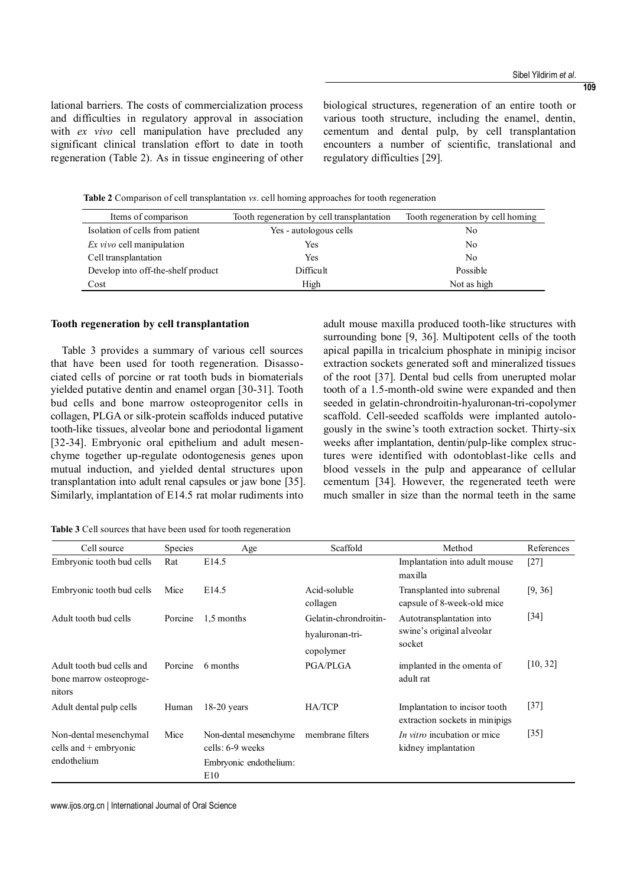lational barriers. The costs of commercialization process and difficulties in regulatory approval in association with *ex vivo* cell manipulation have precluded any significant clinical translation effort to date in tooth regeneration (Table 2). As in tissue engineering of other biological structures, regeneration of an entire tooth or various tooth structure, including the enamel, dentin, cementum and dental pulp, by cell transplantation encounters a number of scientific, translational and regulatory difficulties [29].

**Table 2** Comparison of cell transplantation *vs*. cell homing approaches for tooth regeneration

| Items of comparison | Tooth regeneration by cell transplantation | Tooth regeneration by cell homing |
|---|---|---|
| Isolation of cells from patient | Yes - autologous cells | No |
| *Ex vivo* cell manipulation | Yes | No |
| Cell transplantation | Yes | No |
| Develop into off-the-shelf product | Difficult | Possible |
| Cost | High | Not as high |

**Tooth regeneration by cell transplantation**

Table 3 provides a summary of various cell sources that have been used for tooth regeneration. Disassociated cells of porcine or rat tooth buds in biomaterials yielded putative dentin and enamel organ [30-31]. Tooth bud cells and bone marrow osteoprogenitor cells in collagen, PLGA or silk-protein scaffolds induced putative tooth-like tissues, alveolar bone and periodontal ligament [32-34]. Embryonic oral epithelium and adult mesenchyme together up-regulate odontogenesis genes upon mutual induction, and yielded dental structures upon transplantation into adult renal capsules or jaw bone [35]. Similarly, implantation of E14.5 rat molar rudiments into adult mouse maxilla produced tooth-like structures with surrounding bone [9, 36]. Multipotent cells of the tooth apical papilla in tricalcium phosphate in minipig incisor extraction sockets generated soft and mineralized tissues of the root [37]. Dental bud cells from unerupted molar tooth of a 1.5-month-old swine were expanded and then seeded in gelatin-chrondroitin-hyaluronan-tri-copolymer scaffold. Cell-seeded scaffolds were implanted autologously in the swine's tooth extraction socket. Thirty-six weeks after implantation, dentin/pulp-like complex structures were identified with odontoblast-like cells and blood vessels in the pulp and appearance of cellular cementum [34]. However, the regenerated teeth were much smaller in size than the normal teeth in the same

**Table 3** Cell sources that have been used for tooth regeneration

| Cell source | Species | Age | Scaffold | Method | References |
|---|---|---|---|---|---|
| Embryonic tooth bud cells | Rat | E14.5 | | Implantation into adult mouse maxilla | [27] |
| Embryonic tooth bud cells | Mice | E14.5 | Acid-soluble collagen | Transplanted into subrenal capsule of 8-week-old mice | [9, 36] |
| Adult tooth bud cells | Porcine | 1,5 months | Gelatin-chrondroitin-hyaluronan-tri-copolymer | Autotransplantation into swine's original alveolar socket | [34] |
| Adult tooth bud cells and bone marrow osteoprogenitors | Porcine | 6 months | PGA/PLGA | implanted in the omenta of adult rat | [10, 32] |
| Adult dental pulp cells | Human | 18-20 years | HA/TCP | Implantation to incisor tooth extraction sockets in minipigs | [37] |
| Non-dental mesenchymal cells + embryonic endothelium | Mice | Non-dental mesenchyme cells: 6-9 weeks Embryonic endothelium: E10 | membrane filters | *In vitro* incubation or mice kidney implantation | [35] |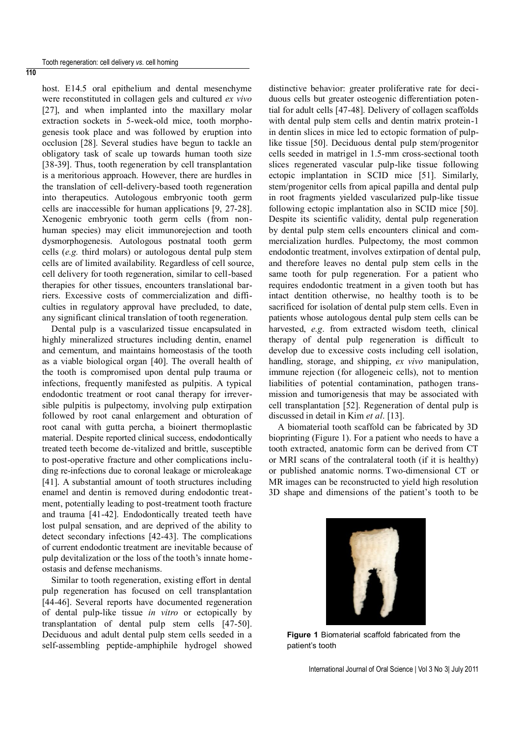host. E14.5 oral epithelium and dental mesenchyme were reconstituted in collagen gels and cultured *ex vivo* [27], and when implanted into the maxillary molar extraction sockets in 5-week-old mice, tooth morphogenesis took place and was followed by eruption into occlusion [28]. Several studies have begun to tackle an obligatory task of scale up towards human tooth size [38-39]. Thus, tooth regeneration by cell transplantation is a meritorious approach. However, there are hurdles in the translation of cell-delivery-based tooth regeneration into therapeutics. Autologous embryonic tooth germ cells are inaccessible for human applications [9, 27-28]. Xenogenic embryonic tooth germ cells (from non-human species) may elicit immunorejection and tooth dysmorphogenesis. Autologous postnatal tooth germ cells (*e.g.* third molars) or autologous dental pulp stem cells are of limited availability. Regardless of cell source, cell delivery for tooth regeneration, similar to cell-based therapies for other tissues, encounters translational barriers. Excessive costs of commercialization and difficulties in regulatory approval have precluded, to date, any significant clinical translation of tooth regeneration.

Dental pulp is a vascularized tissue encapsulated in highly mineralized structures including dentin, enamel and cementum, and maintains homeostasis of the tooth as a viable biological organ [40]. The overall health of the tooth is compromised upon dental pulp trauma or infections, frequently manifested as pulpitis. A typical endodontic treatment or root canal therapy for irreversible pulpitis is pulpectomy, involving pulp extirpation followed by root canal enlargement and obturation of root canal with gutta percha, a bioinert thermoplastic material. Despite reported clinical success, endodontically treated teeth become de-vitalized and brittle, susceptible to post-operative fracture and other complications including re-infections due to coronal leakage or microleakage [41]. A substantial amount of tooth structures including enamel and dentin is removed during endodontic treatment, potentially leading to post-treatment tooth fracture and trauma [41-42]. Endodontically treated teeth have lost pulpal sensation, and are deprived of the ability to detect secondary infections [42-43]. The complications of current endodontic treatment are inevitable because of pulp devitalization or the loss of the tooth's innate homeostasis and defense mechanisms.

Similar to tooth regeneration, existing effort in dental pulp regeneration has focused on cell transplantation [44-46]. Several reports have documented regeneration of dental pulp-like tissue *in vitro* or ectopically by transplantation of dental pulp stem cells [47-50]. Deciduous and adult dental pulp stem cells seeded in a self-assembling peptide-amphiphile hydrogel showed distinctive behavior: greater proliferative rate for deciduous cells but greater osteogenic differentiation potential for adult cells [47-48]. Delivery of collagen scaffolds with dental pulp stem cells and dentin matrix protein-1 in dentin slices in mice led to ectopic formation of pulp-like tissue [50]. Deciduous dental pulp stem/progenitor cells seeded in matrigel in 1.5-mm cross-sectional tooth slices regenerated vascular pulp-like tissue following ectopic implantation in SCID mice [51]. Similarly, stem/progenitor cells from apical papilla and dental pulp in root fragments yielded vascularized pulp-like tissue following ectopic implantation also in SCID mice [50]. Despite its scientific validity, dental pulp regeneration by dental pulp stem cells encounters clinical and commercialization hurdles. Pulpectomy, the most common endodontic treatment, involves extirpation of dental pulp, and therefore leaves no dental pulp stem cells in the same tooth for pulp regeneration. For a patient who requires endodontic treatment in a given tooth but has intact dentition otherwise, no healthy tooth is to be sacrificed for isolation of dental pulp stem cells. Even in patients whose autologous dental pulp stem cells can be harvested, *e.g*. from extracted wisdom teeth, clinical therapy of dental pulp regeneration is difficult to develop due to excessive costs including cell isolation, handling, storage, and shipping, *ex vivo* manipulation, immune rejection (for allogeneic cells), not to mention liabilities of potential contamination, pathogen transmission and tumorigenesis that may be associated with cell transplantation [52]. Regeneration of dental pulp is discussed in detail in Kim *et al*. [13].

A biomaterial tooth scaffold can be fabricated by 3D bioprinting (Figure 1). For a patient who needs to have a tooth extracted, anatomic form can be derived from CT or MRI scans of the contralateral tooth (if it is healthy) or published anatomic norms. Two-dimensional CT or MR images can be reconstructed to yield high resolution 3D shape and dimensions of the patient's tooth to be

**Figure 1** Biomaterial scaffold fabricated from the patient's tooth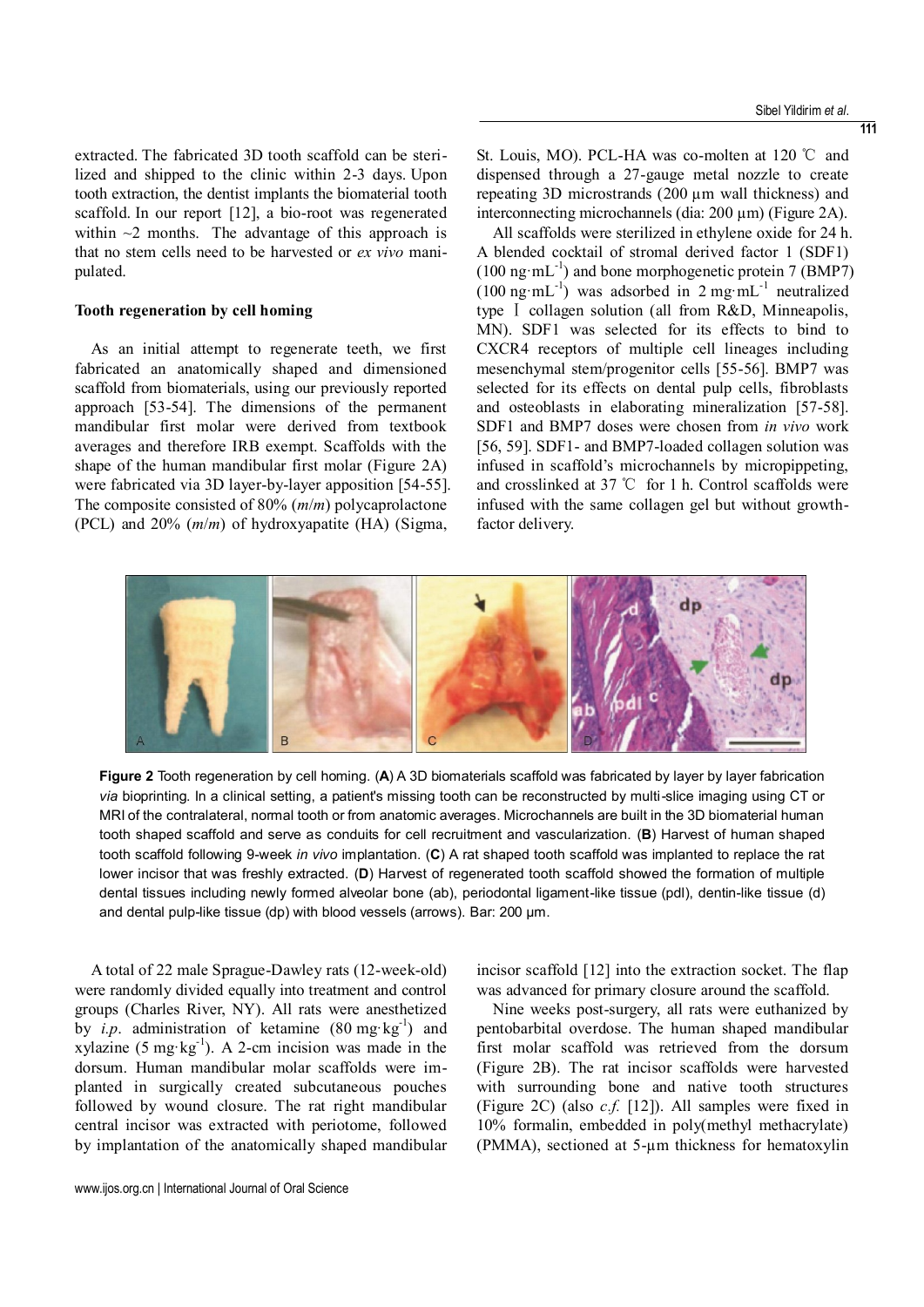extracted. The fabricated 3D tooth scaffold can be sterilized and shipped to the clinic within 2-3 days. Upon tooth extraction, the dentist implants the biomaterial tooth scaffold. In our report [12], a bio-root was regenerated within ~2 months. The advantage of this approach is that no stem cells need to be harvested or *ex vivo* manipulated.

**Tooth regeneration by cell homing**

As an initial attempt to regenerate teeth, we first fabricated an anatomically shaped and dimensioned scaffold from biomaterials, using our previously reported approach [53-54]. The dimensions of the permanent mandibular first molar were derived from textbook averages and therefore IRB exempt. Scaffolds with the shape of the human mandibular first molar (Figure 2A) were fabricated via 3D layer-by-layer apposition [54-55]. The composite consisted of 80% (*m*/*m*) polycaprolactone (PCL) and 20% (*m*/*m*) of hydroxyapatite (HA) (Sigma, St. Louis, MO). PCL-HA was co-molten at 120 ℃ and dispensed through a 27-gauge metal nozzle to create repeating 3D microstrands (200 µm wall thickness) and interconnecting microchannels (dia: 200 µm) (Figure 2A).

All scaffolds were sterilized in ethylene oxide for 24 h. A blended cocktail of stromal derived factor 1 (SDF1) ($100\ \mathrm{ng{\cdot}mL^{-1}}$) and bone morphogenetic protein 7 (BMP7) ($100\ \mathrm{ng{\cdot}mL^{-1}}$) was adsorbed in $2\ \mathrm{mg{\cdot}mL^{-1}}$ neutralized type Ⅰ collagen solution (all from R&D, Minneapolis, MN). SDF1 was selected for its effects to bind to CXCR4 receptors of multiple cell lineages including mesenchymal stem/progenitor cells [55-56]. BMP7 was selected for its effects on dental pulp cells, fibroblasts and osteoblasts in elaborating mineralization [57-58]. SDF1 and BMP7 doses were chosen from *in vivo* work [56, 59]. SDF1- and BMP7-loaded collagen solution was infused in scaffold's microchannels by micropippeting, and crosslinked at 37 ℃ for 1 h. Control scaffolds were infused with the same collagen gel but without growth-factor delivery.

**Figure 2** Tooth regeneration by cell homing. (**A**) A 3D biomaterials scaffold was fabricated by layer by layer fabrication *via* bioprinting. In a clinical setting, a patient's missing tooth can be reconstructed by multi-slice imaging using CT or MRI of the contralateral, normal tooth or from anatomic averages. Microchannels are built in the 3D biomaterial human tooth shaped scaffold and serve as conduits for cell recruitment and vascularization. (**B**) Harvest of human shaped tooth scaffold following 9-week *in vivo* implantation. (**C**) A rat shaped tooth scaffold was implanted to replace the rat lower incisor that was freshly extracted. (**D**) Harvest of regenerated tooth scaffold showed the formation of multiple dental tissues including newly formed alveolar bone (ab), periodontal ligament-like tissue (pdl), dentin-like tissue (d) and dental pulp-like tissue (dp) with blood vessels (arrows). Bar: 200 µm.

A total of 22 male Sprague-Dawley rats (12-week-old) were randomly divided equally into treatment and control groups (Charles River, NY). All rats were anesthetized by *i.p.* administration of ketamine ($80\ \mathrm{mg{\cdot}kg^{-1}}$) and xylazine ($5\ \mathrm{mg{\cdot}kg^{-1}}$). A 2-cm incision was made in the dorsum. Human mandibular molar scaffolds were implanted in surgically created subcutaneous pouches followed by wound closure. The rat right mandibular central incisor was extracted with periotome, followed by implantation of the anatomically shaped mandibular incisor scaffold [12] into the extraction socket. The flap was advanced for primary closure around the scaffold.

Nine weeks post-surgery, all rats were euthanized by pentobarbital overdose. The human shaped mandibular first molar scaffold was retrieved from the dorsum (Figure 2B). The rat incisor scaffolds were harvested with surrounding bone and native tooth structures (Figure 2C) (also *c.f.* [12]). All samples were fixed in 10% formalin, embedded in poly(methyl methacrylate) (PMMA), sectioned at 5-µm thickness for hematoxylin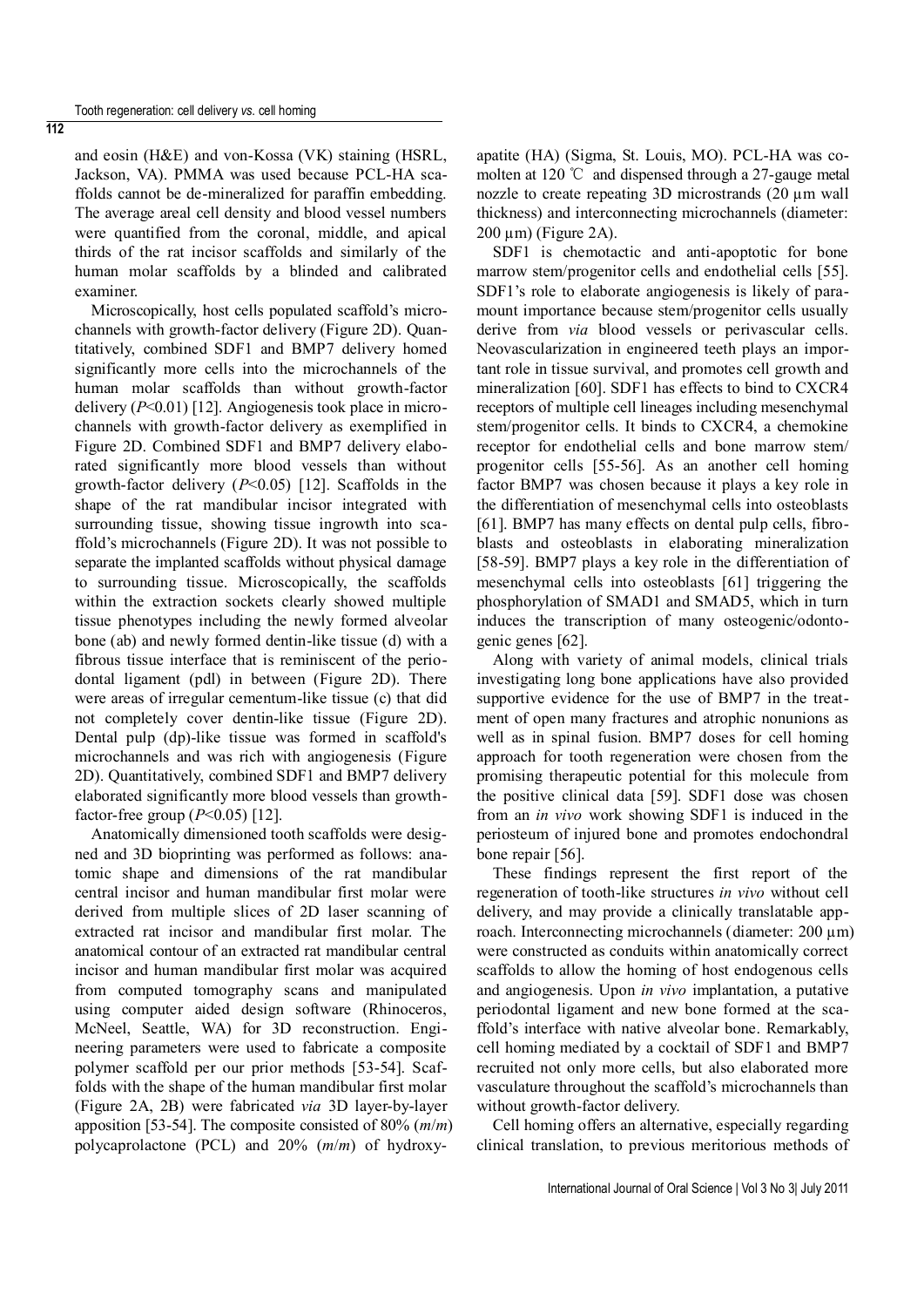and eosin (H&E) and von-Kossa (VK) staining (HSRL, Jackson, VA). PMMA was used because PCL-HA scaffolds cannot be de-mineralized for paraffin embedding. The average areal cell density and blood vessel numbers were quantified from the coronal, middle, and apical thirds of the rat incisor scaffolds and similarly of the human molar scaffolds by a blinded and calibrated examiner.

Microscopically, host cells populated scaffold's microchannels with growth-factor delivery (Figure 2D). Quantitatively, combined SDF1 and BMP7 delivery homed significantly more cells into the microchannels of the human molar scaffolds than without growth-factor delivery ($P<0.01$) [12]. Angiogenesis took place in microchannels with growth-factor delivery as exemplified in Figure 2D. Combined SDF1 and BMP7 delivery elaborated significantly more blood vessels than without growth-factor delivery ($P<0.05$) [12]. Scaffolds in the shape of the rat mandibular incisor integrated with surrounding tissue, showing tissue ingrowth into scaffold's microchannels (Figure 2D). It was not possible to separate the implanted scaffolds without physical damage to surrounding tissue. Microscopically, the scaffolds within the extraction sockets clearly showed multiple tissue phenotypes including the newly formed alveolar bone (ab) and newly formed dentin-like tissue (d) with a fibrous tissue interface that is reminiscent of the periodontal ligament (pdl) in between (Figure 2D). There were areas of irregular cementum-like tissue (c) that did not completely cover dentin-like tissue (Figure 2D). Dental pulp (dp)-like tissue was formed in scaffold's microchannels and was rich with angiogenesis (Figure 2D). Quantitatively, combined SDF1 and BMP7 delivery elaborated significantly more blood vessels than growth-factor-free group ($P<0.05$) [12].

Anatomically dimensioned tooth scaffolds were designed and 3D bioprinting was performed as follows: anatomic shape and dimensions of the rat mandibular central incisor and human mandibular first molar were derived from multiple slices of 2D laser scanning of extracted rat incisor and mandibular first molar. The anatomical contour of an extracted rat mandibular central incisor and human mandibular first molar was acquired from computed tomography scans and manipulated using computer aided design software (Rhinoceros, McNeel, Seattle, WA) for 3D reconstruction. Engineering parameters were used to fabricate a composite polymer scaffold per our prior methods [53-54]. Scaffolds with the shape of the human mandibular first molar (Figure 2A, 2B) were fabricated *via* 3D layer-by-layer apposition [53-54]. The composite consisted of 80% (*m*/*m*) polycaprolactone (PCL) and 20% (*m*/*m*) of hydroxyapatite (HA) (Sigma, St. Louis, MO). PCL-HA was comolten at 120 ℃ and dispensed through a 27-gauge metal nozzle to create repeating 3D microstrands (20 µm wall thickness) and interconnecting microchannels (diameter: 200 µm) (Figure 2A).

SDF1 is chemotactic and anti-apoptotic for bone marrow stem/progenitor cells and endothelial cells [55]. SDF1's role to elaborate angiogenesis is likely of paramount importance because stem/progenitor cells usually derive from *via* blood vessels or perivascular cells. Neovascularization in engineered teeth plays an important role in tissue survival, and promotes cell growth and mineralization [60]. SDF1 has effects to bind to CXCR4 receptors of multiple cell lineages including mesenchymal stem/progenitor cells. It binds to CXCR4, a chemokine receptor for endothelial cells and bone marrow stem/progenitor cells [55-56]. As an another cell homing factor BMP7 was chosen because it plays a key role in the differentiation of mesenchymal cells into osteoblasts [61]. BMP7 has many effects on dental pulp cells, fibroblasts and osteoblasts in elaborating mineralization [58-59]. BMP7 plays a key role in the differentiation of mesenchymal cells into osteoblasts [61] triggering the phosphorylation of SMAD1 and SMAD5, which in turn induces the transcription of many osteogenic/odontogenic genes [62].

Along with variety of animal models, clinical trials investigating long bone applications have also provided supportive evidence for the use of BMP7 in the treatment of open many fractures and atrophic nonunions as well as in spinal fusion. BMP7 doses for cell homing approach for tooth regeneration were chosen from the promising therapeutic potential for this molecule from the positive clinical data [59]. SDF1 dose was chosen from an *in vivo* work showing SDF1 is induced in the periosteum of injured bone and promotes endochondral bone repair [56].

These findings represent the first report of the regeneration of tooth-like structures *in vivo* without cell delivery, and may provide a clinically translatable approach. Interconnecting microchannels (diameter: 200 µm) were constructed as conduits within anatomically correct scaffolds to allow the homing of host endogenous cells and angiogenesis. Upon *in vivo* implantation, a putative periodontal ligament and new bone formed at the scaffold's interface with native alveolar bone. Remarkably, cell homing mediated by a cocktail of SDF1 and BMP7 recruited not only more cells, but also elaborated more vasculature throughout the scaffold's microchannels than without growth-factor delivery.

Cell homing offers an alternative, especially regarding clinical translation, to previous meritorious methods of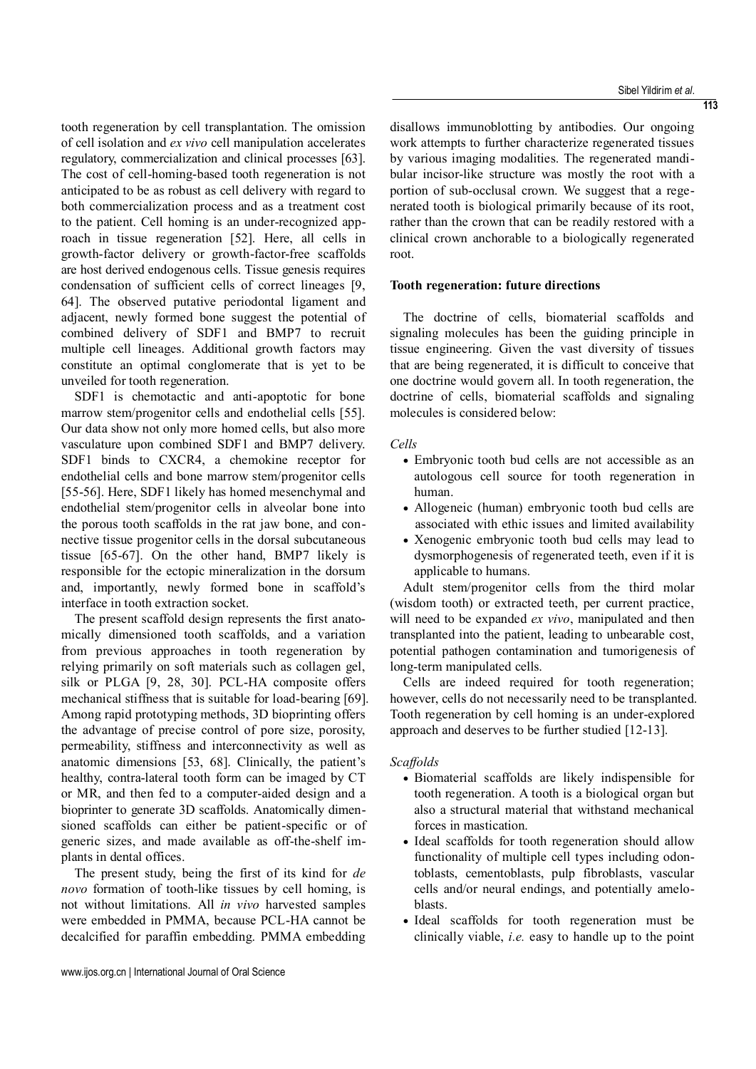tooth regeneration by cell transplantation. The omission of cell isolation and *ex vivo* cell manipulation accelerates regulatory, commercialization and clinical processes [63]. The cost of cell-homing-based tooth regeneration is not anticipated to be as robust as cell delivery with regard to both commercialization process and as a treatment cost to the patient. Cell homing is an under-recognized approach in tissue regeneration [52]. Here, all cells in growth-factor delivery or growth-factor-free scaffolds are host derived endogenous cells. Tissue genesis requires condensation of sufficient cells of correct lineages [9, 64]. The observed putative periodontal ligament and adjacent, newly formed bone suggest the potential of combined delivery of SDF1 and BMP7 to recruit multiple cell lineages. Additional growth factors may constitute an optimal conglomerate that is yet to be unveiled for tooth regeneration.

SDF1 is chemotactic and anti-apoptotic for bone marrow stem/progenitor cells and endothelial cells [55]. Our data show not only more homed cells, but also more vasculature upon combined SDF1 and BMP7 delivery. SDF1 binds to CXCR4, a chemokine receptor for endothelial cells and bone marrow stem/progenitor cells [55-56]. Here, SDF1 likely has homed mesenchymal and endothelial stem/progenitor cells in alveolar bone into the porous tooth scaffolds in the rat jaw bone, and connective tissue progenitor cells in the dorsal subcutaneous tissue [65-67]. On the other hand, BMP7 likely is responsible for the ectopic mineralization in the dorsum and, importantly, newly formed bone in scaffold's interface in tooth extraction socket.

The present scaffold design represents the first anatomically dimensioned tooth scaffolds, and a variation from previous approaches in tooth regeneration by relying primarily on soft materials such as collagen gel, silk or PLGA [9, 28, 30]. PCL-HA composite offers mechanical stiffness that is suitable for load-bearing [69]. Among rapid prototyping methods, 3D bioprinting offers the advantage of precise control of pore size, porosity, permeability, stiffness and interconnectivity as well as anatomic dimensions [53, 68]. Clinically, the patient's healthy, contra-lateral tooth form can be imaged by CT or MR, and then fed to a computer-aided design and a bioprinter to generate 3D scaffolds. Anatomically dimensioned scaffolds can either be patient-specific or of generic sizes, and made available as off-the-shelf implants in dental offices.

The present study, being the first of its kind for *de novo* formation of tooth-like tissues by cell homing, is not without limitations. All *in vivo* harvested samples were embedded in PMMA, because PCL-HA cannot be decalcified for paraffin embedding. PMMA embedding disallows immunoblotting by antibodies. Our ongoing work attempts to further characterize regenerated tissues by various imaging modalities. The regenerated mandibular incisor-like structure was mostly the root with a portion of sub-occlusal crown. We suggest that a regenerated tooth is biological primarily because of its root, rather than the crown that can be readily restored with a clinical crown anchorable to a biologically regenerated root.

## Tooth regeneration: future directions

The doctrine of cells, biomaterial scaffolds and signaling molecules has been the guiding principle in tissue engineering. Given the vast diversity of tissues that are being regenerated, it is difficult to conceive that one doctrine would govern all. In tooth regeneration, the doctrine of cells, biomaterial scaffolds and signaling molecules is considered below:

*Cells*

- Embryonic tooth bud cells are not accessible as an autologous cell source for tooth regeneration in human.
- Allogeneic (human) embryonic tooth bud cells are associated with ethic issues and limited availability
- Xenogenic embryonic tooth bud cells may lead to dysmorphogenesis of regenerated teeth, even if it is applicable to humans.

Adult stem/progenitor cells from the third molar (wisdom tooth) or extracted teeth, per current practice, will need to be expanded *ex vivo*, manipulated and then transplanted into the patient, leading to unbearable cost, potential pathogen contamination and tumorigenesis of long-term manipulated cells.

Cells are indeed required for tooth regeneration; however, cells do not necessarily need to be transplanted. Tooth regeneration by cell homing is an under-explored approach and deserves to be further studied [12-13].

*Scaffolds*

- Biomaterial scaffolds are likely indispensible for tooth regeneration. A tooth is a biological organ but also a structural material that withstand mechanical forces in mastication.
- Ideal scaffolds for tooth regeneration should allow functionality of multiple cell types including odontoblasts, cementoblasts, pulp fibroblasts, vascular cells and/or neural endings, and potentially ameloblasts.
- Ideal scaffolds for tooth regeneration must be clinically viable, *i.e.* easy to handle up to the point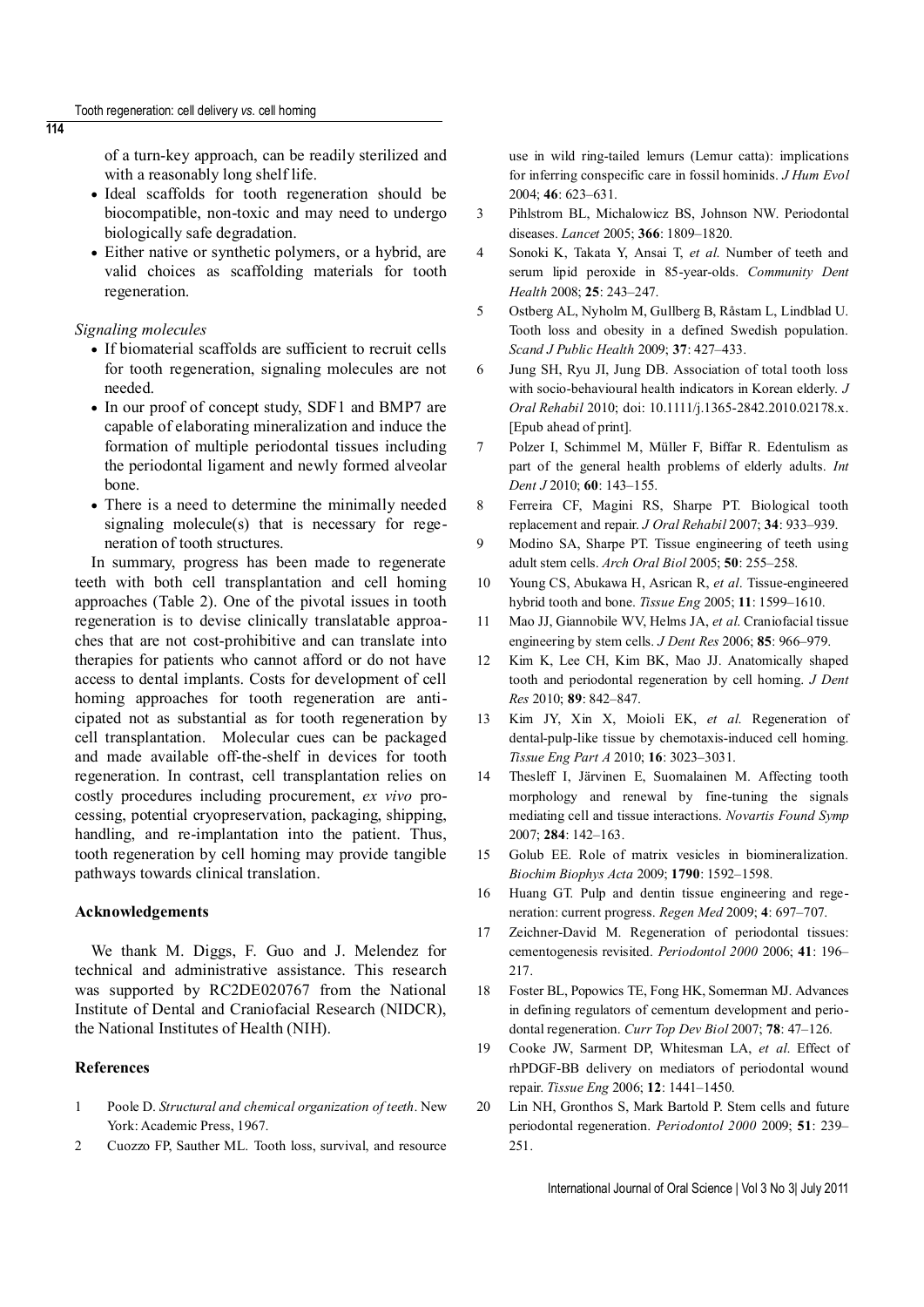of a turn-key approach, can be readily sterilized and with a reasonably long shelf life.

- Ideal scaffolds for tooth regeneration should be biocompatible, non-toxic and may need to undergo biologically safe degradation.
- Either native or synthetic polymers, or a hybrid, are valid choices as scaffolding materials for tooth regeneration.

*Signaling molecules*

- If biomaterial scaffolds are sufficient to recruit cells for tooth regeneration, signaling molecules are not needed.
- In our proof of concept study, SDF1 and BMP7 are capable of elaborating mineralization and induce the formation of multiple periodontal tissues including the periodontal ligament and newly formed alveolar bone.
- There is a need to determine the minimally needed signaling molecule(s) that is necessary for regeneration of tooth structures.

In summary, progress has been made to regenerate teeth with both cell transplantation and cell homing approaches (Table 2). One of the pivotal issues in tooth regeneration is to devise clinically translatable approaches that are not cost-prohibitive and can translate into therapies for patients who cannot afford or do not have access to dental implants. Costs for development of cell homing approaches for tooth regeneration are anticipated not as substantial as for tooth regeneration by cell transplantation. Molecular cues can be packaged and made available off-the-shelf in devices for tooth regeneration. In contrast, cell transplantation relies on costly procedures including procurement, *ex vivo* processing, potential cryopreservation, packaging, shipping, handling, and re-implantation into the patient. Thus, tooth regeneration by cell homing may provide tangible pathways towards clinical translation.

## Acknowledgements

We thank M. Diggs, F. Guo and J. Melendez for technical and administrative assistance. This research was supported by RC2DE020767 from the National Institute of Dental and Craniofacial Research (NIDCR), the National Institutes of Health (NIH).

## References

1. Poole D. *Structural and chemical organization of teeth*. New York: Academic Press, 1967.
2. Cuozzo FP, Sauther ML. Tooth loss, survival, and resource use in wild ring-tailed lemurs (Lemur catta): implications for inferring conspecific care in fossil hominids. *J Hum Evol* 2004; **46**: 623–631.
3. Pihlstrom BL, Michalowicz BS, Johnson NW. Periodontal diseases. *Lancet* 2005; **366**: 1809–1820.
4. Sonoki K, Takata Y, Ansai T, *et al*. Number of teeth and serum lipid peroxide in 85-year-olds. *Community Dent Health* 2008; **25**: 243–247.
5. Ostberg AL, Nyholm M, Gullberg B, Råstam L, Lindblad U. Tooth loss and obesity in a defined Swedish population. *Scand J Public Health* 2009; **37**: 427–433.
6. Jung SH, Ryu JI, Jung DB. Association of total tooth loss with socio-behavioural health indicators in Korean elderly. *J Oral Rehabil* 2010; doi: 10.1111/j.1365-2842.2010.02178.x. [Epub ahead of print].
7. Polzer I, Schimmel M, Müller F, Biffar R. Edentulism as part of the general health problems of elderly adults. *Int Dent J* 2010; **60**: 143–155.
8. Ferreira CF, Magini RS, Sharpe PT. Biological tooth replacement and repair. *J Oral Rehabil* 2007; **34**: 933–939.
9. Modino SA, Sharpe PT. Tissue engineering of teeth using adult stem cells. *Arch Oral Biol* 2005; **50**: 255–258.
10. Young CS, Abukawa H, Asrican R, *et al*. Tissue-engineered hybrid tooth and bone. *Tissue Eng* 2005; **11**: 1599–1610.
11. Mao JJ, Giannobile WV, Helms JA, *et al*. Craniofacial tissue engineering by stem cells. *J Dent Res* 2006; **85**: 966–979.
12. Kim K, Lee CH, Kim BK, Mao JJ. Anatomically shaped tooth and periodontal regeneration by cell homing. *J Dent Res* 2010; **89**: 842–847.
13. Kim JY, Xin X, Moioli EK, *et al*. Regeneration of dental-pulp-like tissue by chemotaxis-induced cell homing. *Tissue Eng Part A* 2010; **16**: 3023–3031.
14. Thesleff I, Järvinen E, Suomalainen M. Affecting tooth morphology and renewal by fine-tuning the signals mediating cell and tissue interactions. *Novartis Found Symp* 2007; **284**: 142–163.
15. Golub EE. Role of matrix vesicles in biomineralization. *Biochim Biophys Acta* 2009; **1790**: 1592–1598.
16. Huang GT. Pulp and dentin tissue engineering and regeneration: current progress. *Regen Med* 2009; **4**: 697–707.
17. Zeichner-David M. Regeneration of periodontal tissues: cementogenesis revisited. *Periodontol 2000* 2006; **41**: 196–217.
18. Foster BL, Popowics TE, Fong HK, Somerman MJ. Advances in defining regulators of cementum development and periodontal regeneration. *Curr Top Dev Biol* 2007; **78**: 47–126.
19. Cooke JW, Sarment DP, Whitesman LA, *et al*. Effect of rhPDGF-BB delivery on mediators of periodontal wound repair. *Tissue Eng* 2006; **12**: 1441–1450.
20. Lin NH, Gronthos S, Mark Bartold P. Stem cells and future periodontal regeneration. *Periodontol 2000* 2009; **51**: 239–251.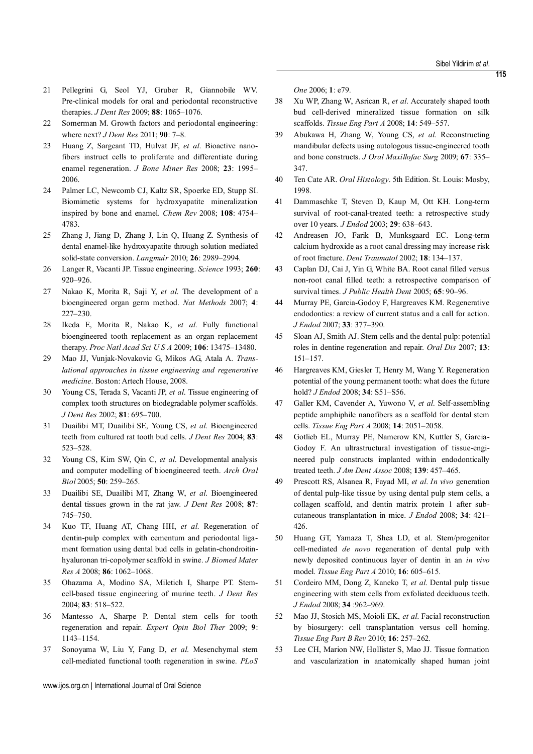21 Pellegrini G, Seol YJ, Gruber R, Giannobile WV. Pre-clinical models for oral and periodontal reconstructive therapies. *J Dent Res* 2009; **88**: 1065–1076.

22 Somerman M. Growth factors and periodontal engineering: where next? *J Dent Res* 2011; **90**: 7–8.

23 Huang Z, Sargeant TD, Hulvat JF, *et al*. Bioactive nanofibers instruct cells to proliferate and differentiate during enamel regeneration. *J Bone Miner Res* 2008; **23**: 1995–2006.

24 Palmer LC, Newcomb CJ, Kaltz SR, Spoerke ED, Stupp SI. Biomimetic systems for hydroxyapatite mineralization inspired by bone and enamel. *Chem Rev* 2008; **108**: 4754–4783.

25 Zhang J, Jiang D, Zhang J, Lin Q, Huang Z. Synthesis of dental enamel-like hydroxyapatite through solution mediated solid-state conversion. *Langmuir* 2010; **26**: 2989–2994.

26 Langer R, Vacanti JP. Tissue engineering. *Science* 1993; **260**: 920–926.

27 Nakao K, Morita R, Saji Y, *et al*. The development of a bioengineered organ germ method. *Nat Methods* 2007; **4**: 227–230.

28 Ikeda E, Morita R, Nakao K, *et al*. Fully functional bioengineered tooth replacement as an organ replacement therapy. *Proc Natl Acad Sci U S A* 2009; **106**: 13475–13480.

29 Mao JJ, Vunjak-Novakovic G, Mikos AG, Atala A. *Translational approaches in tissue engineering and regenerative medicine*. Boston: Artech House, 2008.

30 Young CS, Terada S, Vacanti JP, *et al*. Tissue engineering of complex tooth structures on biodegradable polymer scaffolds. *J Dent Res* 2002; **81**: 695–700.

31 Duailibi MT, Duailibi SE, Young CS, *et al*. Bioengineered teeth from cultured rat tooth bud cells. *J Dent Res* 2004; **83**: 523–528.

32 Young CS, Kim SW, Qin C, *et al*. Developmental analysis and computer modelling of bioengineered teeth. *Arch Oral Biol* 2005; **50**: 259–265.

33 Duailibi SE, Duailibi MT, Zhang W, *et al*. Bioengineered dental tissues grown in the rat jaw. *J Dent Res* 2008; **87**: 745–750.

34 Kuo TF, Huang AT, Chang HH, *et al*. Regeneration of dentin-pulp complex with cementum and periodontal ligament formation using dental bud cells in gelatin-chondroitin-hyaluronan tri-copolymer scaffold in swine. *J Biomed Mater Res A* 2008; **86**: 1062–1068.

35 Ohazama A, Modino SA, Miletich I, Sharpe PT. Stem-cell-based tissue engineering of murine teeth. *J Dent Res* 2004; **83**: 518–522.

36 Mantesso A, Sharpe P. Dental stem cells for tooth regeneration and repair. *Expert Opin Biol Ther* 2009; **9**: 1143–1154.

37 Sonoyama W, Liu Y, Fang D, *et al*. Mesenchymal stem cell-mediated functional tooth regeneration in swine. *PLoS One* 2006; **1**: e79.

38 Xu WP, Zhang W, Asrican R, *et al*. Accurately shaped tooth bud cell-derived mineralized tissue formation on silk scaffolds. *Tissue Eng Part A* 2008; **14**: 549–557.

39 Abukawa H, Zhang W, Young CS, *et al*. Reconstructing mandibular defects using autologous tissue-engineered tooth and bone constructs. *J Oral Maxillofac Surg* 2009; **67**: 335–347.

40 Ten Cate AR. *Oral Histology*. 5th Edition. St. Louis: Mosby, 1998.

41 Dammaschke T, Steven D, Kaup M, Ott KH. Long-term survival of root-canal-treated teeth: a retrospective study over 10 years. *J Endod* 2003; **29**: 638–643.

42 Andreasen JO, Farik B, Munksgaard EC. Long-term calcium hydroxide as a root canal dressing may increase risk of root fracture. *Dent Traumatol* 2002; **18**: 134–137.

43 Caplan DJ, Cai J, Yin G, White BA. Root canal filled versus non-root canal filled teeth: a retrospective comparison of survival times. *J Public Health Dent* 2005; **65**: 90–96.

44 Murray PE, Garcia-Godoy F, Hargreaves KM. Regenerative endodontics: a review of current status and a call for action. *J Endod* 2007; **33**: 377–390.

45 Sloan AJ, Smith AJ. Stem cells and the dental pulp: potential roles in dentine regeneration and repair. *Oral Dis* 2007; **13**: 151–157.

46 Hargreaves KM, Giesler T, Henry M, Wang Y. Regeneration potential of the young permanent tooth: what does the future hold? *J Endod* 2008; **34**: S51–S56.

47 Galler KM, Cavender A, Yuwono V, *et al*. Self-assembling peptide amphiphile nanofibers as a scaffold for dental stem cells. *Tissue Eng Part A* 2008; **14**: 2051–2058.

48 Gotlieb EL, Murray PE, Namerow KN, Kuttler S, Garcia-Godoy F. An ultrastructural investigation of tissue-engineered pulp constructs implanted within endodontically treated teeth. *J Am Dent Assoc* 2008; **139**: 457–465.

49 Prescott RS, Alsanea R, Fayad MI, *et al*. *In vivo* generation of dental pulp-like tissue by using dental pulp stem cells, a collagen scaffold, and dentin matrix protein 1 after subcutaneous transplantation in mice. *J Endod* 2008; **34**: 421–426.

50 Huang GT, Yamaza T, Shea LD, et al. Stem/progenitor cell-mediated *de novo* regeneration of dental pulp with newly deposited continuous layer of dentin in an *in vivo* model. *Tissue Eng Part A* 2010; **16**: 605–615.

51 Cordeiro MM, Dong Z, Kaneko T, *et al*. Dental pulp tissue engineering with stem cells from exfoliated deciduous teeth. *J Endod* 2008; **34** :962–969.

52 Mao JJ, Stosich MS, Moioli EK, *et al*. Facial reconstruction by biosurgery: cell transplantation versus cell homing. *Tissue Eng Part B Rev* 2010; **16**: 257–262.

53 Lee CH, Marion NW, Hollister S, Mao JJ. Tissue formation and vascularization in anatomically shaped human joint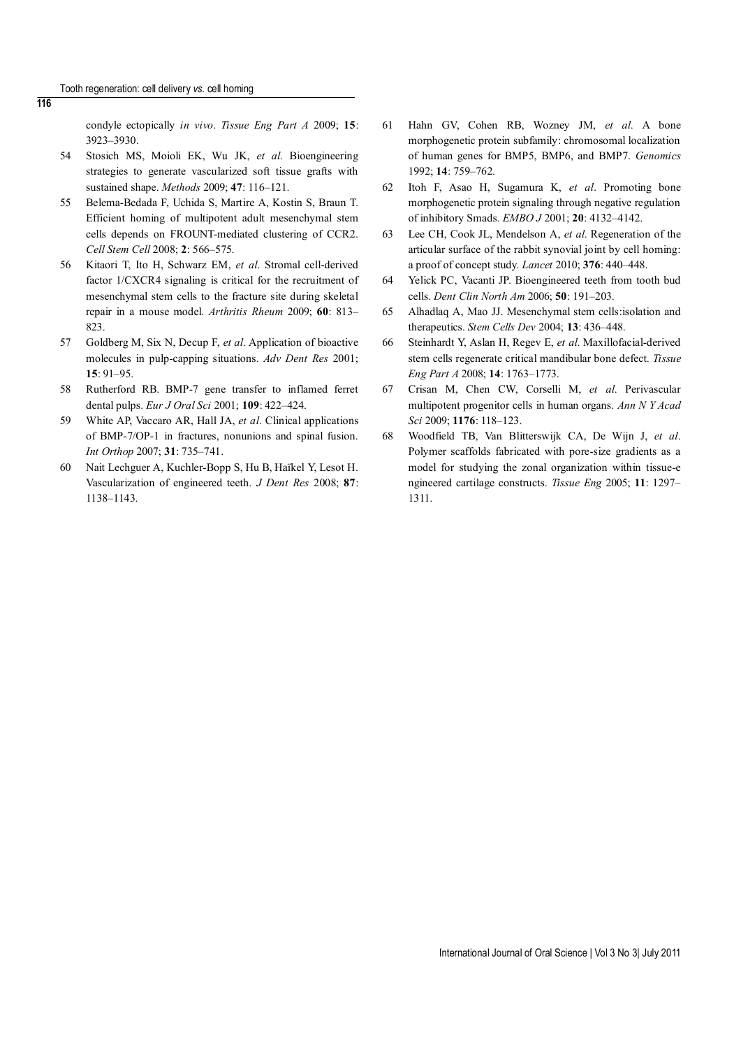condyle ectopically *in vivo*. *Tissue Eng Part A* 2009; **15**: 3923–3930.

54. Stosich MS, Moioli EK, Wu JK, *et al*. Bioengineering strategies to generate vascularized soft tissue grafts with sustained shape. *Methods* 2009; **47**: 116–121.
55. Belema-Bedada F, Uchida S, Martire A, Kostin S, Braun T. Efficient homing of multipotent adult mesenchymal stem cells depends on FROUNT-mediated clustering of CCR2. *Cell Stem Cell* 2008; **2**: 566–575.
56. Kitaori T, Ito H, Schwarz EM, *et al*. Stromal cell-derived factor 1/CXCR4 signaling is critical for the recruitment of mesenchymal stem cells to the fracture site during skeletal repair in a mouse model. *Arthritis Rheum* 2009; **60**: 813–823.
57. Goldberg M, Six N, Decup F, *et al*. Application of bioactive molecules in pulp-capping situations. *Adv Dent Res* 2001; **15**: 91–95.
58. Rutherford RB. BMP-7 gene transfer to inflamed ferret dental pulps. *Eur J Oral Sci* 2001; **109**: 422–424.
59. White AP, Vaccaro AR, Hall JA, *et al*. Clinical applications of BMP-7/OP-1 in fractures, nonunions and spinal fusion. *Int Orthop* 2007; **31**: 735–741.
60. Nait Lechguer A, Kuchler-Bopp S, Hu B, Haïkel Y, Lesot H. Vascularization of engineered teeth. *J Dent Res* 2008; **87**: 1138–1143.
61. Hahn GV, Cohen RB, Wozney JM, *et al*. A bone morphogenetic protein subfamily: chromosomal localization of human genes for BMP5, BMP6, and BMP7. *Genomics* 1992; **14**: 759–762.
62. Itoh F, Asao H, Sugamura K, *et al*. Promoting bone morphogenetic protein signaling through negative regulation of inhibitory Smads. *EMBO J* 2001; **20**: 4132–4142.
63. Lee CH, Cook JL, Mendelson A, *et al*. Regeneration of the articular surface of the rabbit synovial joint by cell homing: a proof of concept study. *Lancet* 2010; **376**: 440–448.
64. Yelick PC, Vacanti JP. Bioengineered teeth from tooth bud cells. *Dent Clin North Am* 2006; **50**: 191–203.
65. Alhadlaq A, Mao JJ. Mesenchymal stem cells:isolation and therapeutics. *Stem Cells Dev* 2004; **13**: 436–448.
66. Steinhardt Y, Aslan H, Regev E, *et al*. Maxillofacial-derived stem cells regenerate critical mandibular bone defect. *Tissue Eng Part A* 2008; **14**: 1763–1773.
67. Crisan M, Chen CW, Corselli M, *et al*. Perivascular multipotent progenitor cells in human organs. *Ann N Y Acad Sci* 2009; **1176**: 118–123.
68. Woodfield TB, Van Blitterswijk CA, De Wijn J, *et al*. Polymer scaffolds fabricated with pore-size gradients as a model for studying the zonal organization within tissue-engineered cartilage constructs. *Tissue Eng* 2005; **11**: 1297–1311.